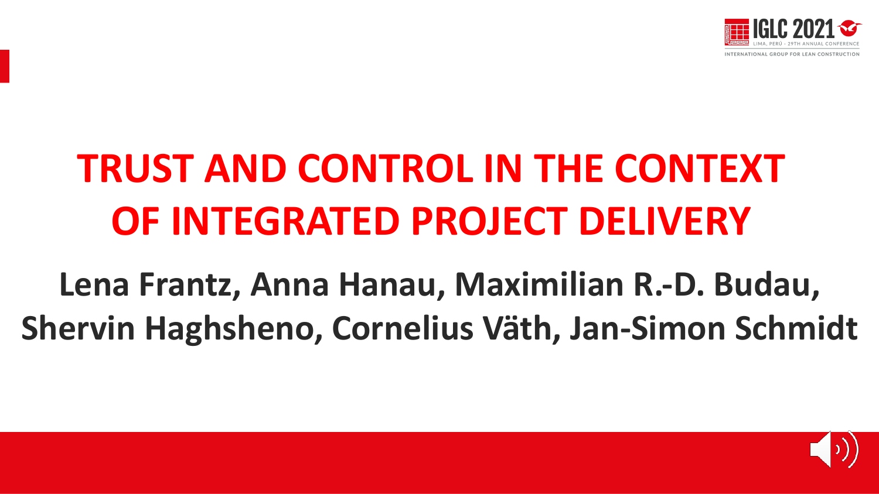# TRUST AND CONTROL IN THE CONTEXT OF INTEGRATED PROJECT DELIVERY

**Lena Frantz, Anna Hanau, Maximilian R.-D. Budau, Shervin Haghsheno, Cornelius Väth, Jan-Simon Schmidt**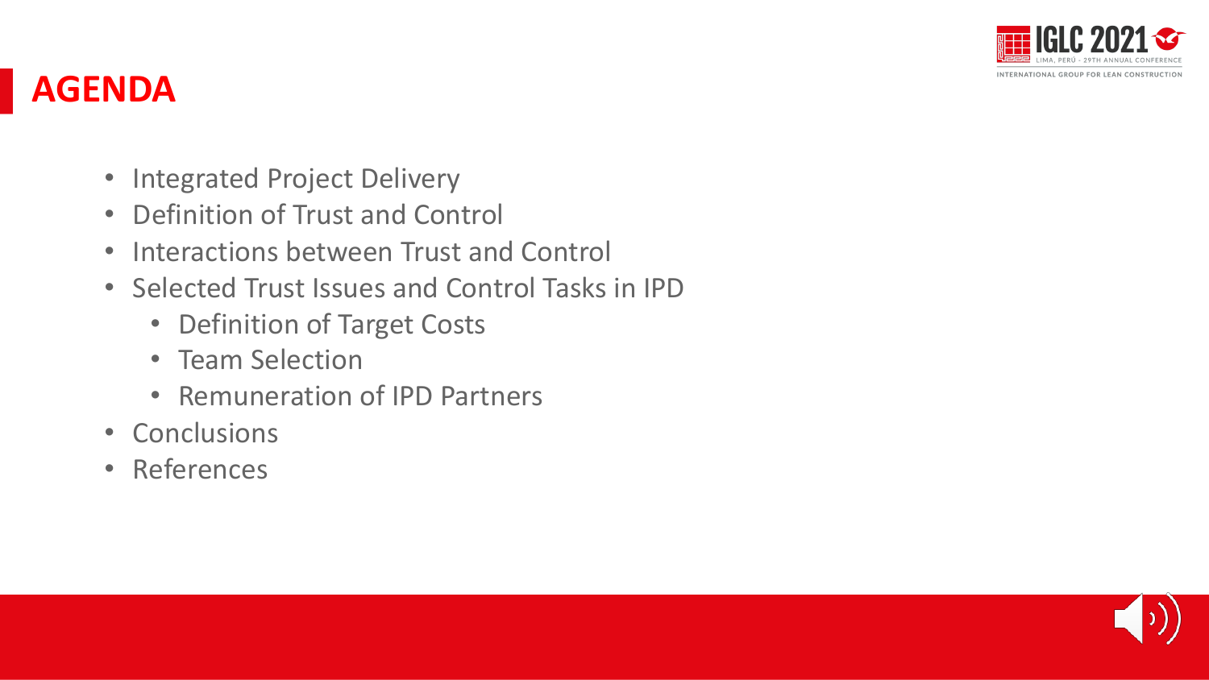# AGENDA

- Integrated Project Delivery
- Definition of Trust and Control
- Interactions between Trust and Control
- Selected Trust Issues and Control Tasks in IPD
  - Definition of Target Costs
  - Team Selection
  - Remuneration of IPD Partners
- Conclusions
- References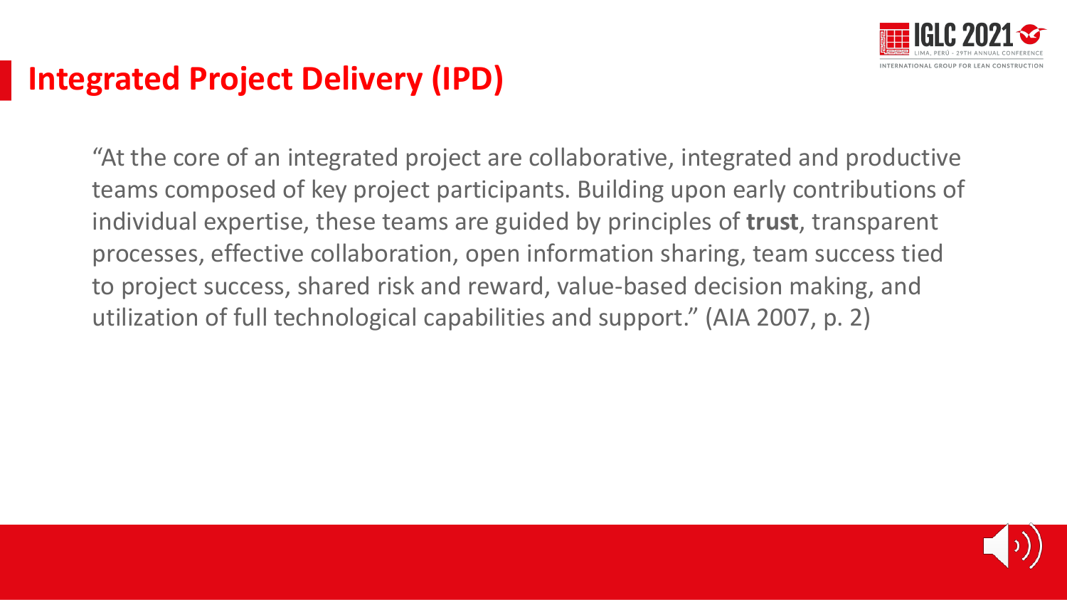# Integrated Project Delivery (IPD)

"At the core of an integrated project are collaborative, integrated and productive teams composed of key project participants. Building upon early contributions of individual expertise, these teams are guided by principles of **trust**, transparent processes, effective collaboration, open information sharing, team success tied to project success, shared risk and reward, value-based decision making, and utilization of full technological capabilities and support." (AIA 2007, p. 2)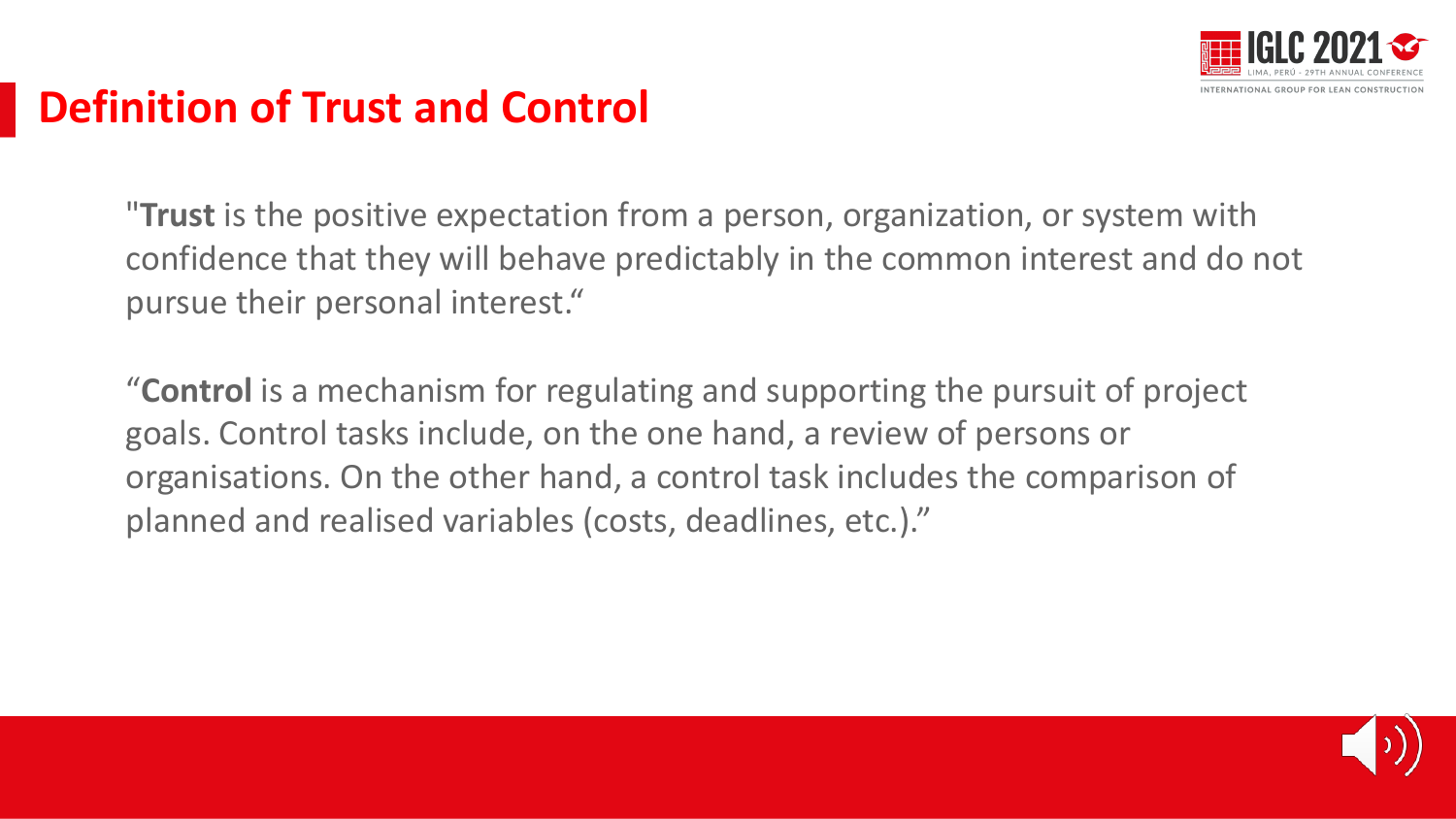# Definition of Trust and Control

"**Trust** is the positive expectation from a person, organization, or system with confidence that they will behave predictably in the common interest and do not pursue their personal interest."

"**Control** is a mechanism for regulating and supporting the pursuit of project goals. Control tasks include, on the one hand, a review of persons or organisations. On the other hand, a control task includes the comparison of planned and realised variables (costs, deadlines, etc.)."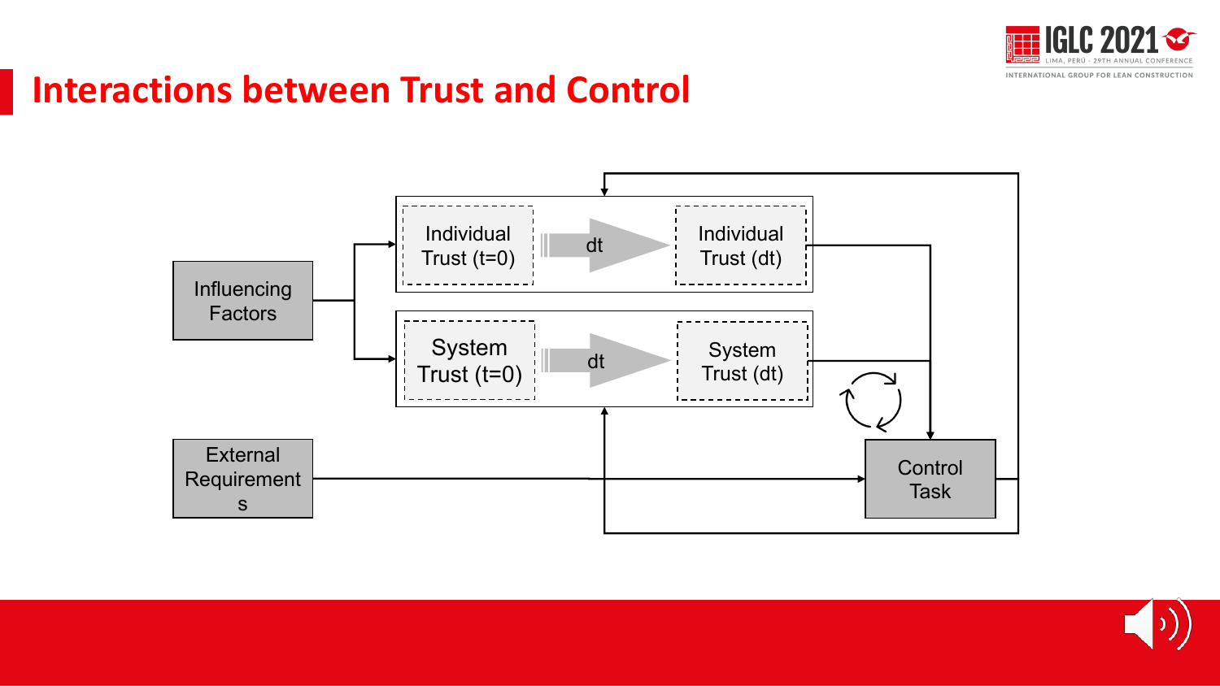# Interactions between Trust and Control

Influencing Factors

Individual Trust (t=0) → dt → Individual Trust (dt)

System Trust (t=0) → dt → System Trust (dt)

External Requirements

Control Task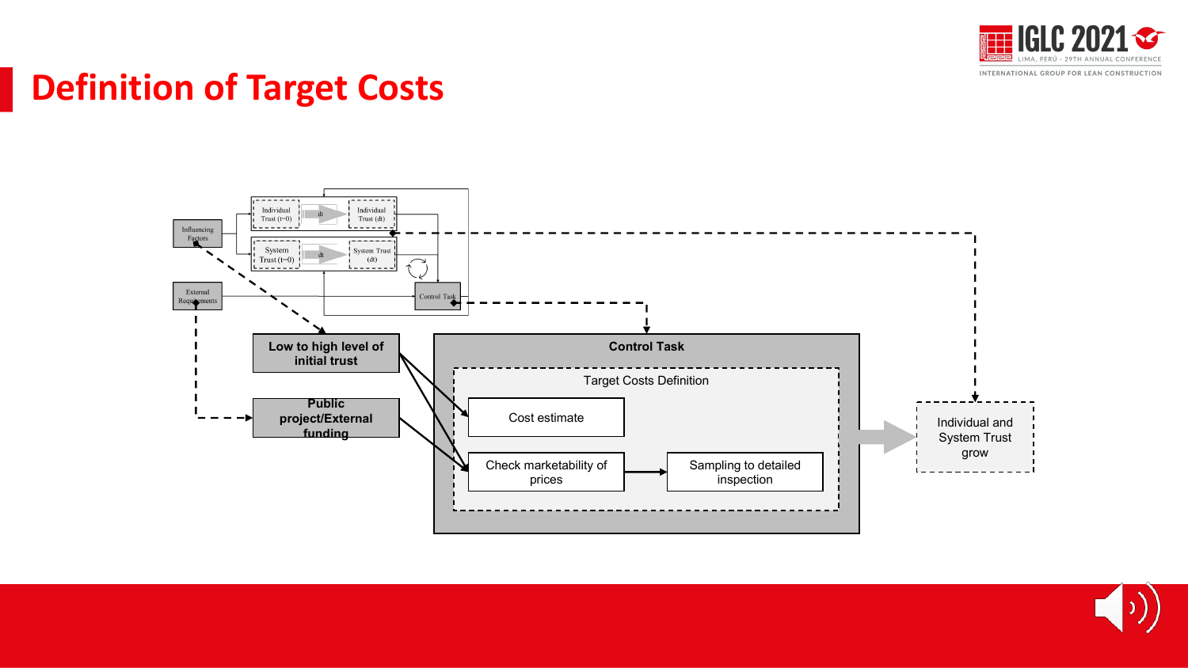# Definition of Target Costs

Influencing Factors

External Requirements

Individual Trust (t=0)

Individual Trust (dt)

System Trust (t=0)

System Trust (dt)

dt

Control Task

Low to high level of initial trust

Public project/External funding

Control Task

Target Costs Definition

Cost estimate

Check marketability of prices

Sampling to detailed inspection

Individual and System Trust grow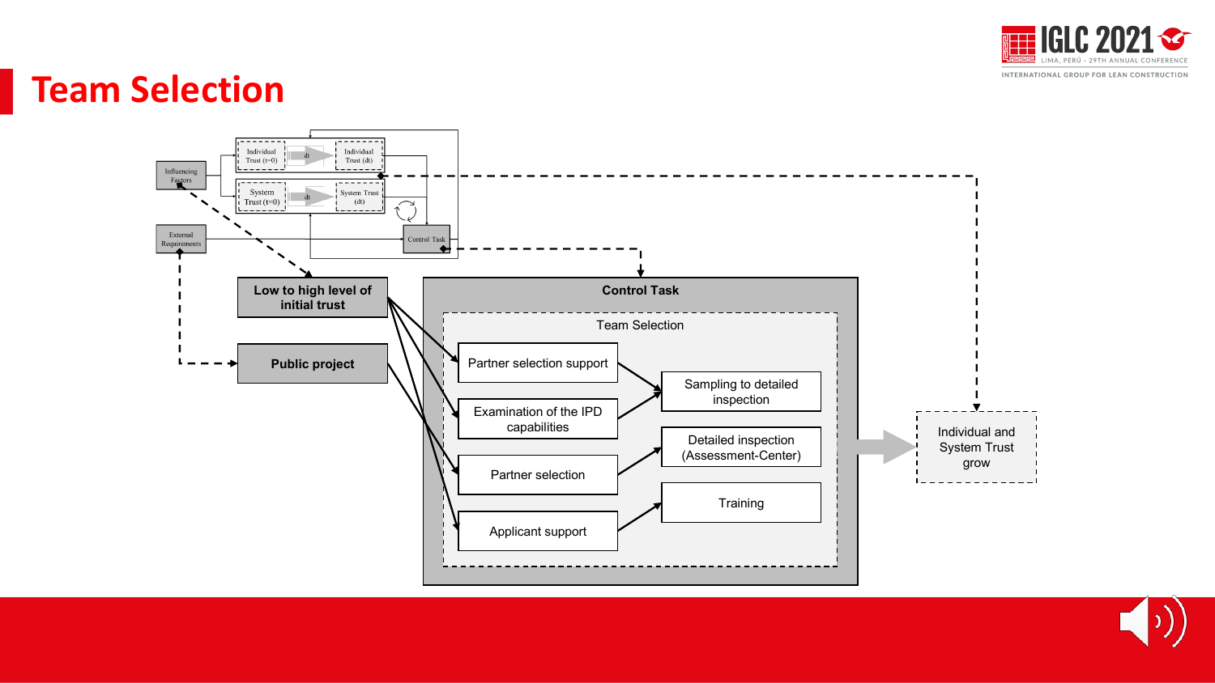# Team Selection

Influencing Factors

Individual Trust (t=0) → dt → Individual Trust (dt)

System Trust (t=0) → dt → System Trust (dt)

External Requirements

Control Task

Low to high level of initial trust

Public project

## Control Task

### Team Selection

- Partner selection support
- Examination of the IPD capabilities
- Partner selection
- Applicant support
- Sampling to detailed inspection
- Detailed inspection (Assessment-Center)
- Training

Individual and System Trust grow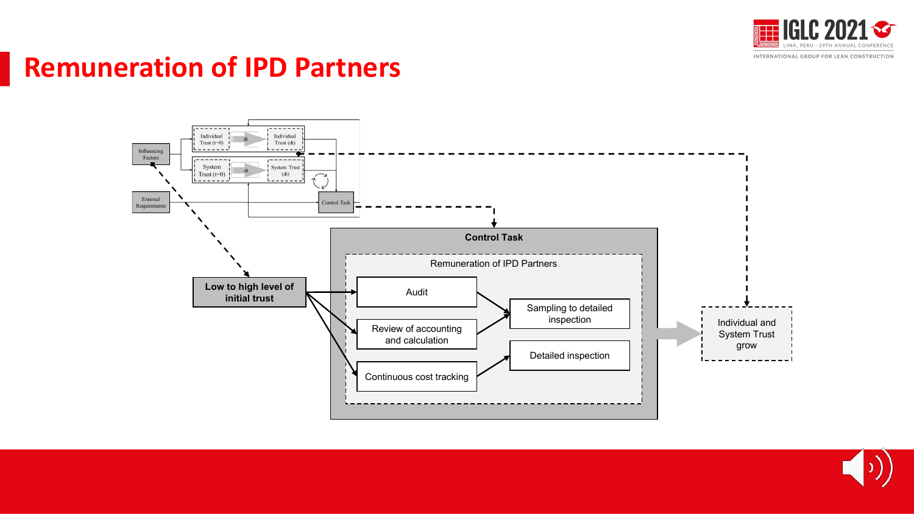# Remuneration of IPD Partners

Influencing Factors

External Requirements

Individual Trust (t=0) → dt → Individual Trust (dt)

System Trust (t=0) → dt → System Trust (dt)

Control Task

Low to high level of initial trust

**Control Task**

Remuneration of IPD Partners

- Audit
- Review of accounting and calculation
- Continuous cost tracking
- Sampling to detailed inspection
- Detailed inspection

Individual and System Trust grow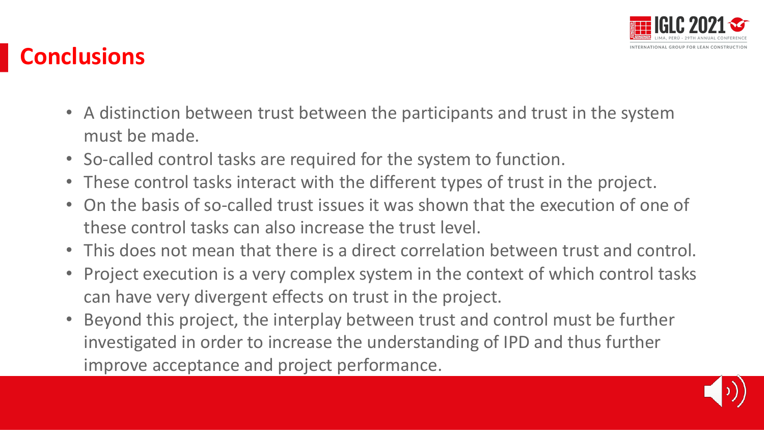# Conclusions

- A distinction between trust between the participants and trust in the system must be made.
- So-called control tasks are required for the system to function.
- These control tasks interact with the different types of trust in the project.
- On the basis of so-called trust issues it was shown that the execution of one of these control tasks can also increase the trust level.
- This does not mean that there is a direct correlation between trust and control.
- Project execution is a very complex system in the context of which control tasks can have very divergent effects on trust in the project.
- Beyond this project, the interplay between trust and control must be further investigated in order to increase the understanding of IPD and thus further improve acceptance and project performance.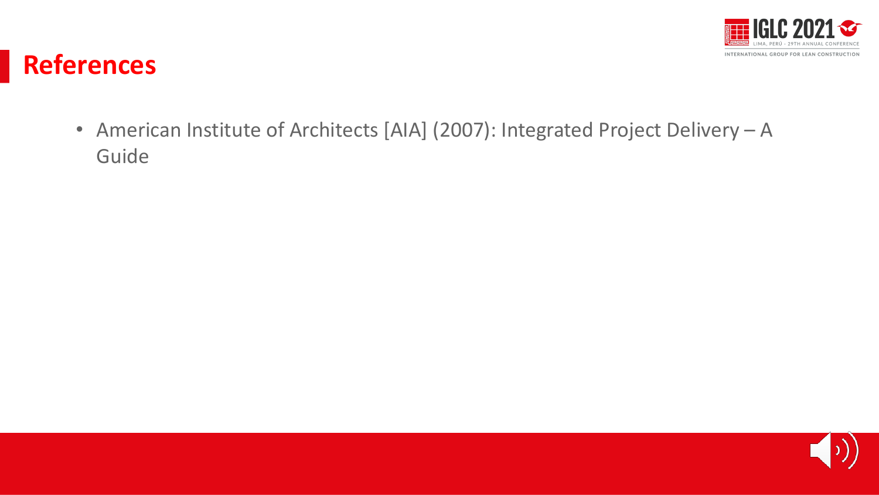# References

- American Institute of Architects [AIA] (2007): Integrated Project Delivery – A Guide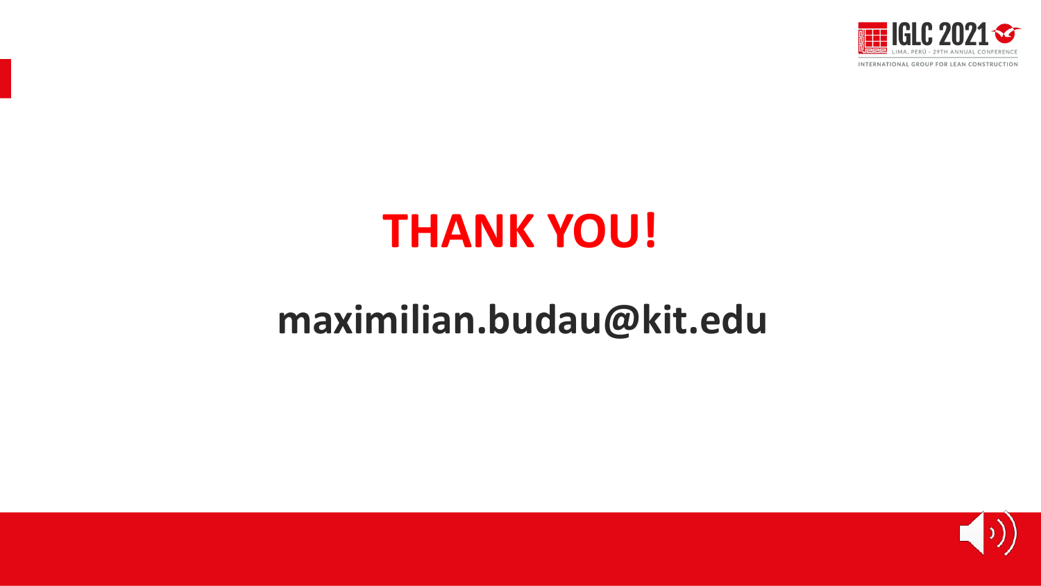# THANK YOU!

**maximilian.budau@kit.edu**